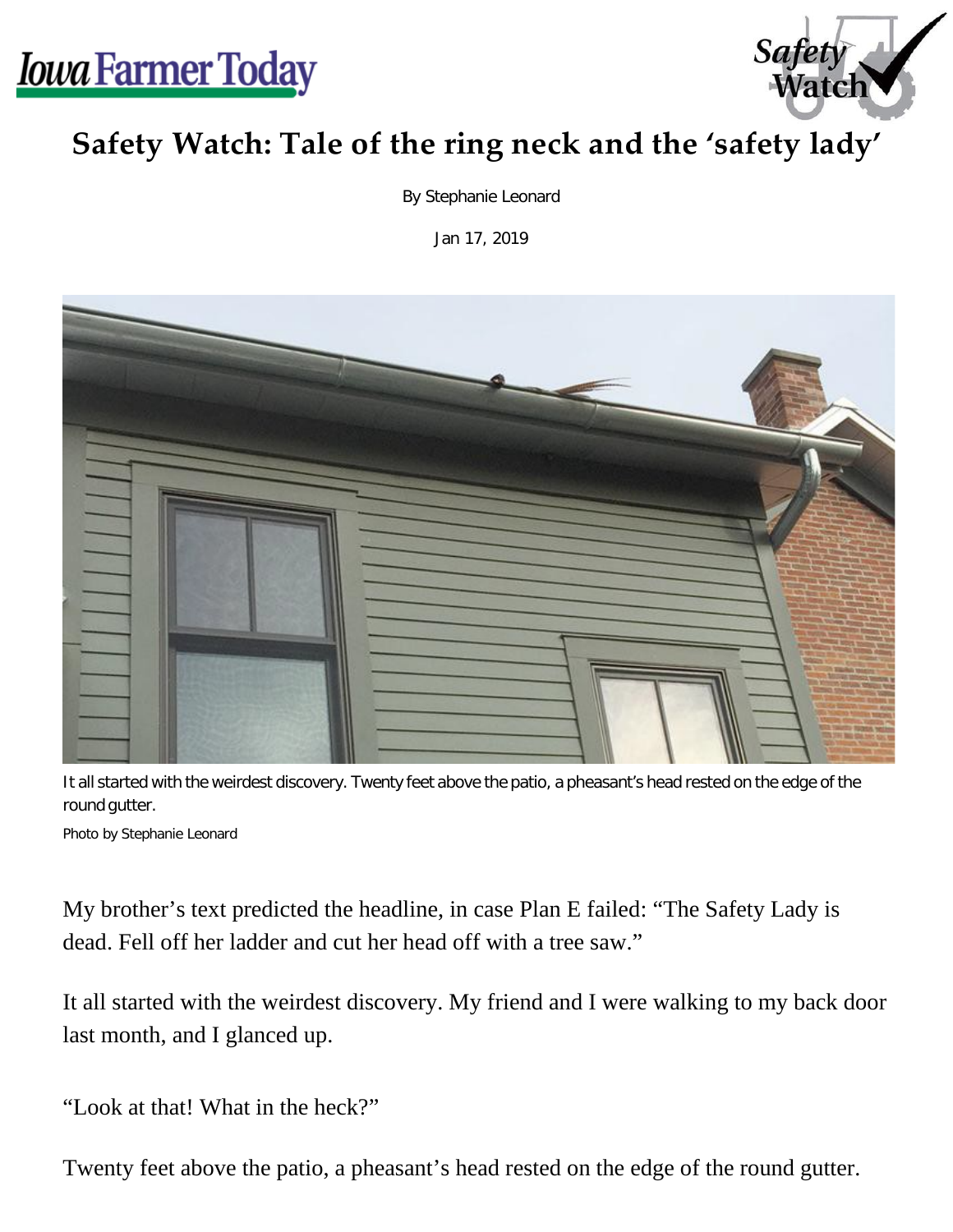# Safety Watch: Tale of the ring neck and the 'safety lady'

By Stephanie Leonard

Jan 17, 2019

It all started with the weirdest discovery. Twenty feet above the patio, a pheasant's head rested on the edge of the round gutter.

Photo by Stephanie Leonard

My brother's text predicted the headline, in case Plan E failed: "The Safety Lady is dead. Fell off her ladder and cut her head off with a tree saw."

It all started with the weirdest discovery. My friend and I were walking to my back door last month, and I glanced up.

"Look at that! What in the heck?"

Twenty feet above the patio, a pheasant's head rested on the edge of the round gutter.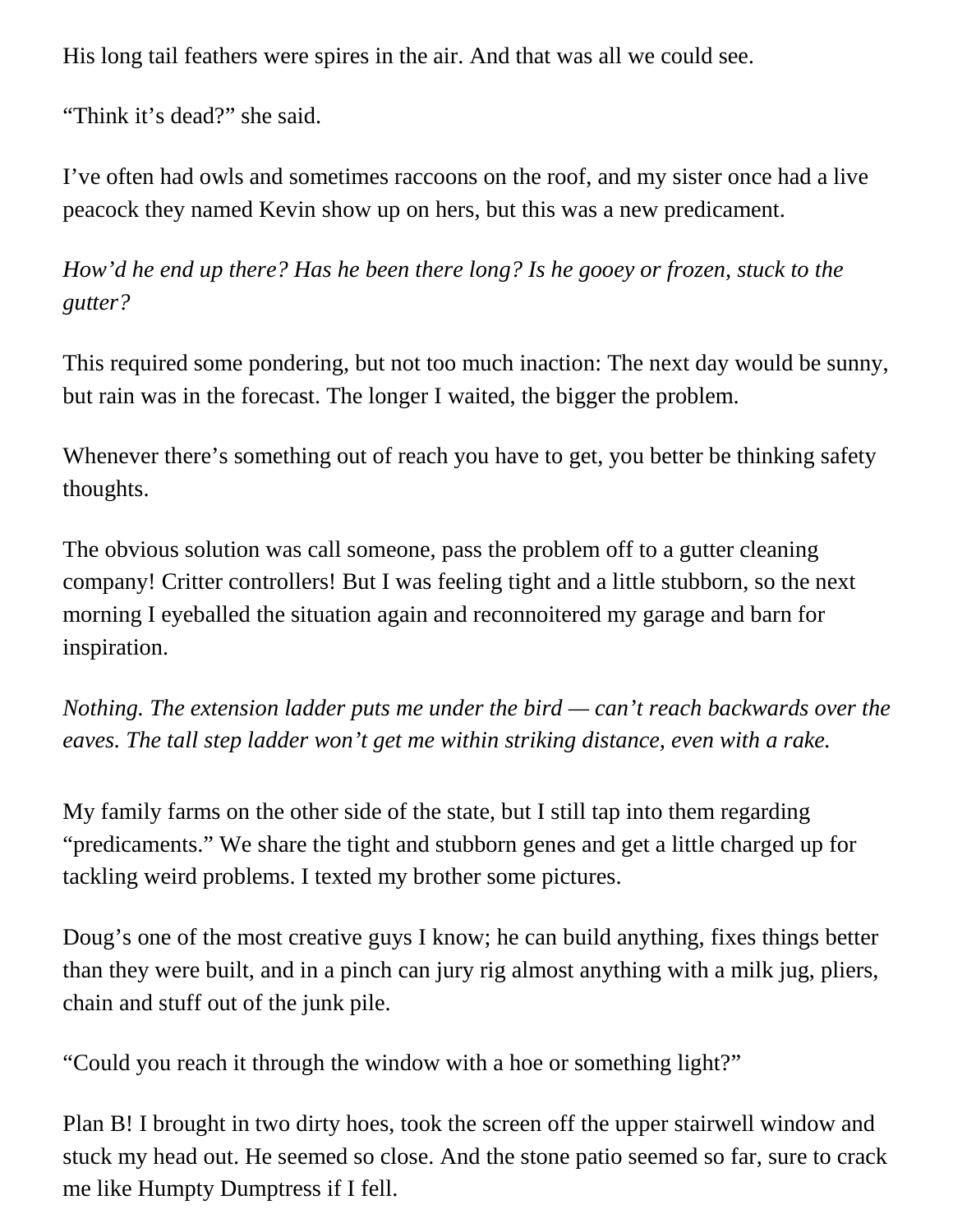His long tail feathers were spires in the air. And that was all we could see.

“Think it’s dead?” she said.

I’ve often had owls and sometimes raccoons on the roof, and my sister once had a live peacock they named Kevin show up on hers, but this was a new predicament.

*How’d he end up there? Has he been there long? Is he gooey or frozen, stuck to the gutter?*

This required some pondering, but not too much inaction: The next day would be sunny, but rain was in the forecast. The longer I waited, the bigger the problem.

Whenever there’s something out of reach you have to get, you better be thinking safety thoughts.

The obvious solution was call someone, pass the problem off to a gutter cleaning company! Critter controllers! But I was feeling tight and a little stubborn, so the next morning I eyeballed the situation again and reconnoitered my garage and barn for inspiration.

*Nothing. The extension ladder puts me under the bird — can’t reach backwards over the eaves. The tall step ladder won’t get me within striking distance, even with a rake.*

My family farms on the other side of the state, but I still tap into them regarding “predicaments.” We share the tight and stubborn genes and get a little charged up for tackling weird problems. I texted my brother some pictures.

Doug’s one of the most creative guys I know; he can build anything, fixes things better than they were built, and in a pinch can jury rig almost anything with a milk jug, pliers, chain and stuff out of the junk pile.

“Could you reach it through the window with a hoe or something light?”

Plan B! I brought in two dirty hoes, took the screen off the upper stairwell window and stuck my head out. He seemed so close. And the stone patio seemed so far, sure to crack me like Humpty Dumptress if I fell.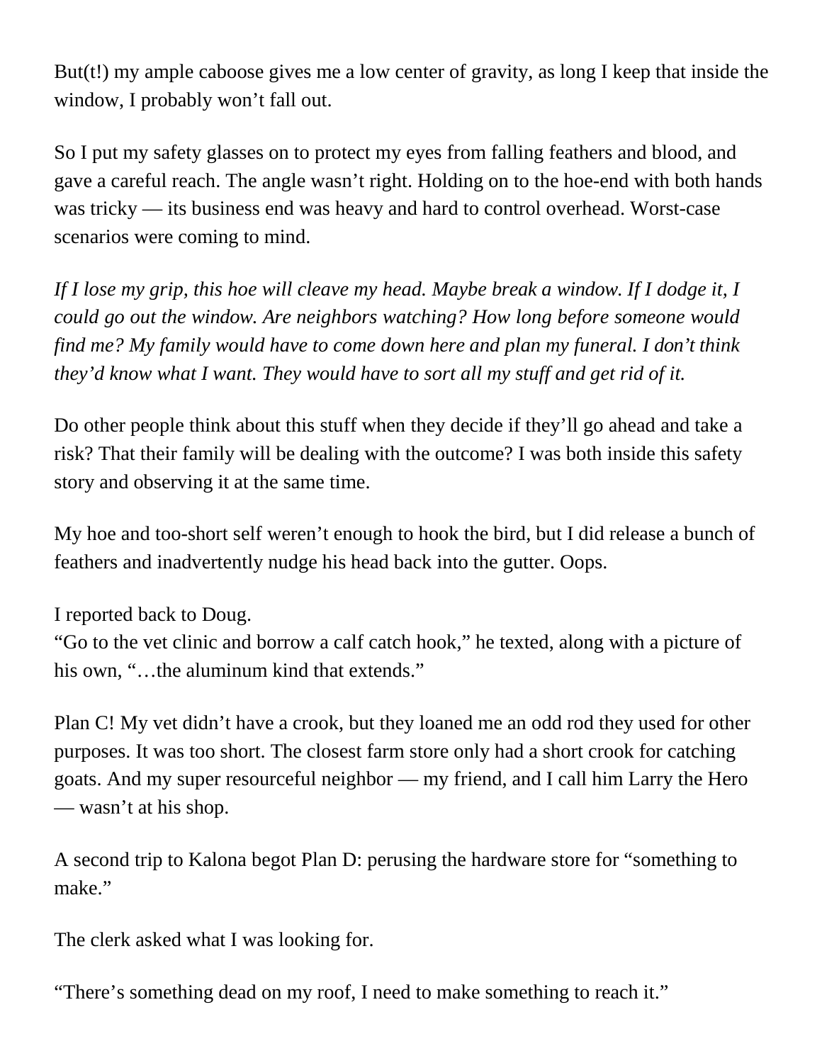But(t!) my ample caboose gives me a low center of gravity, as long I keep that inside the window, I probably won't fall out.

So I put my safety glasses on to protect my eyes from falling feathers and blood, and gave a careful reach. The angle wasn't right. Holding on to the hoe-end with both hands was tricky — its business end was heavy and hard to control overhead. Worst-case scenarios were coming to mind.

*If I lose my grip, this hoe will cleave my head. Maybe break a window. If I dodge it, I could go out the window. Are neighbors watching? How long before someone would find me? My family would have to come down here and plan my funeral. I don't think they'd know what I want. They would have to sort all my stuff and get rid of it.*

Do other people think about this stuff when they decide if they'll go ahead and take a risk? That their family will be dealing with the outcome? I was both inside this safety story and observing it at the same time.

My hoe and too-short self weren't enough to hook the bird, but I did release a bunch of feathers and inadvertently nudge his head back into the gutter. Oops.

I reported back to Doug.
"Go to the vet clinic and borrow a calf catch hook," he texted, along with a picture of his own, "…the aluminum kind that extends."

Plan C! My vet didn't have a crook, but they loaned me an odd rod they used for other purposes. It was too short. The closest farm store only had a short crook for catching goats. And my super resourceful neighbor — my friend, and I call him Larry the Hero — wasn't at his shop.

A second trip to Kalona begot Plan D: perusing the hardware store for "something to make."

The clerk asked what I was looking for.

"There's something dead on my roof, I need to make something to reach it."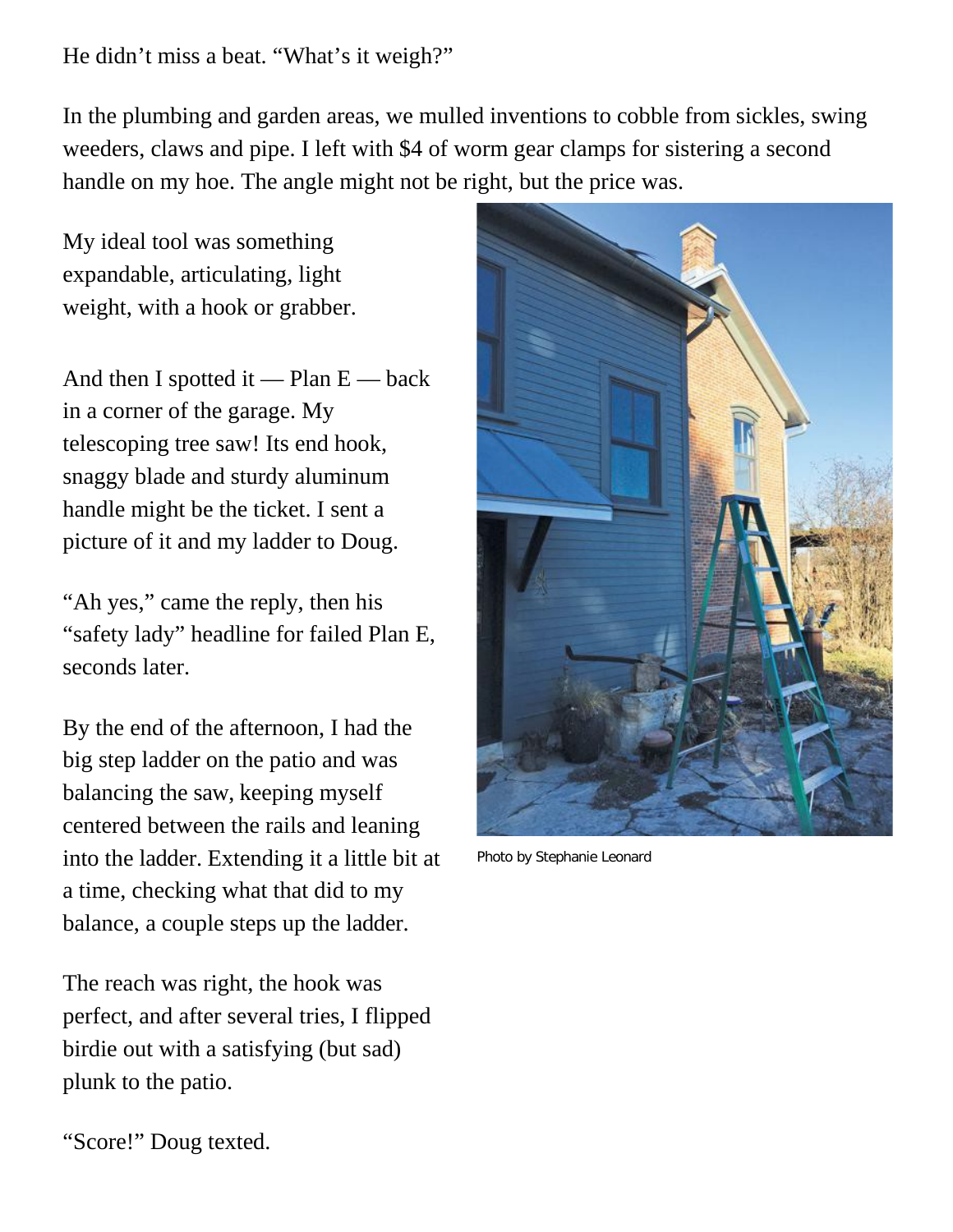He didn't miss a beat. "What's it weigh?"

In the plumbing and garden areas, we mulled inventions to cobble from sickles, swing weeders, claws and pipe. I left with $4 of worm gear clamps for sistering a second handle on my hoe. The angle might not be right, but the price was.

My ideal tool was something expandable, articulating, light weight, with a hook or grabber.

And then I spotted it — Plan E — back in a corner of the garage. My telescoping tree saw! Its end hook, snaggy blade and sturdy aluminum handle might be the ticket. I sent a picture of it and my ladder to Doug.

"Ah yes," came the reply, then his "safety lady" headline for failed Plan E, seconds later.

By the end of the afternoon, I had the big step ladder on the patio and was balancing the saw, keeping myself centered between the rails and leaning into the ladder. Extending it a little bit at a time, checking what that did to my balance, a couple steps up the ladder.

The reach was right, the hook was perfect, and after several tries, I flipped birdie out with a satisfying (but sad) plunk to the patio.

"Score!" Doug texted.

Photo by Stephanie Leonard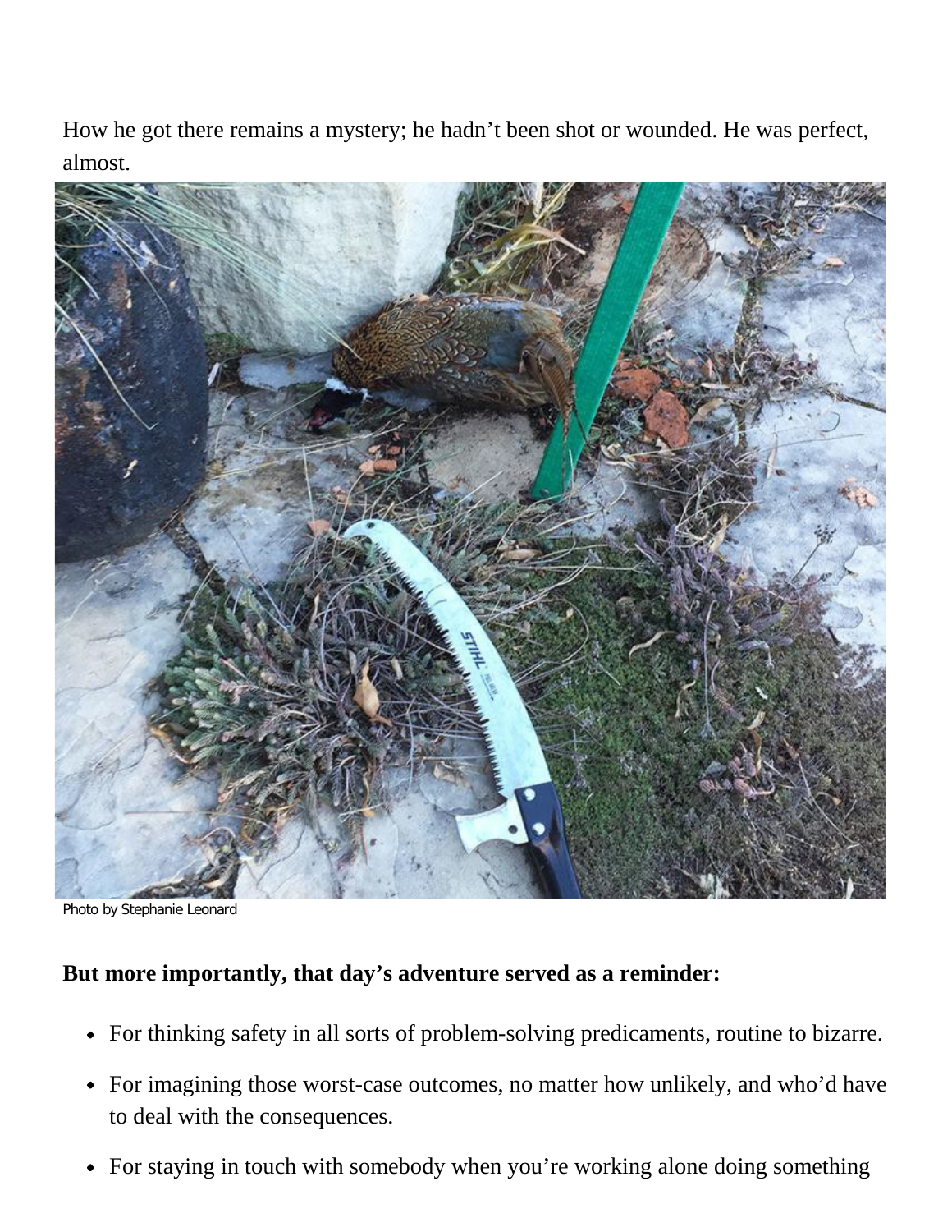How he got there remains a mystery; he hadn't been shot or wounded. He was perfect, almost.

Photo by Stephanie Leonard

**But more importantly, that day's adventure served as a reminder:**

- For thinking safety in all sorts of problem-solving predicaments, routine to bizarre.
- For imagining those worst-case outcomes, no matter how unlikely, and who'd have to deal with the consequences.
- For staying in touch with somebody when you're working alone doing something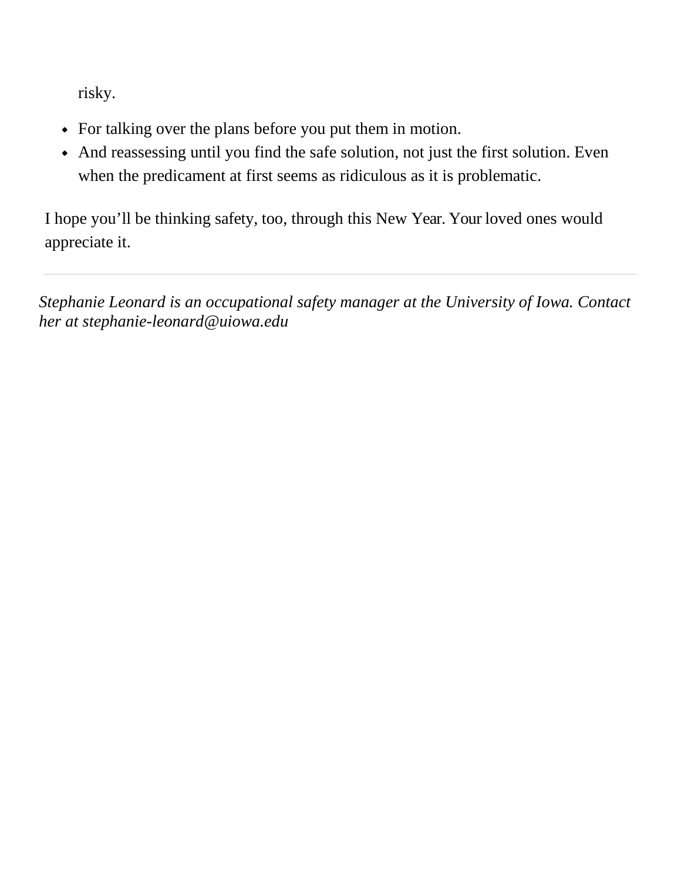risky.

- For talking over the plans before you put them in motion.
- And reassessing until you find the safe solution, not just the first solution. Even when the predicament at first seems as ridiculous as it is problematic.

I hope you'll be thinking safety, too, through this New Year. Your loved ones would appreciate it.

---

*Stephanie Leonard is an occupational safety manager at the University of Iowa. Contact her at stephanie-leonard@uiowa.edu*